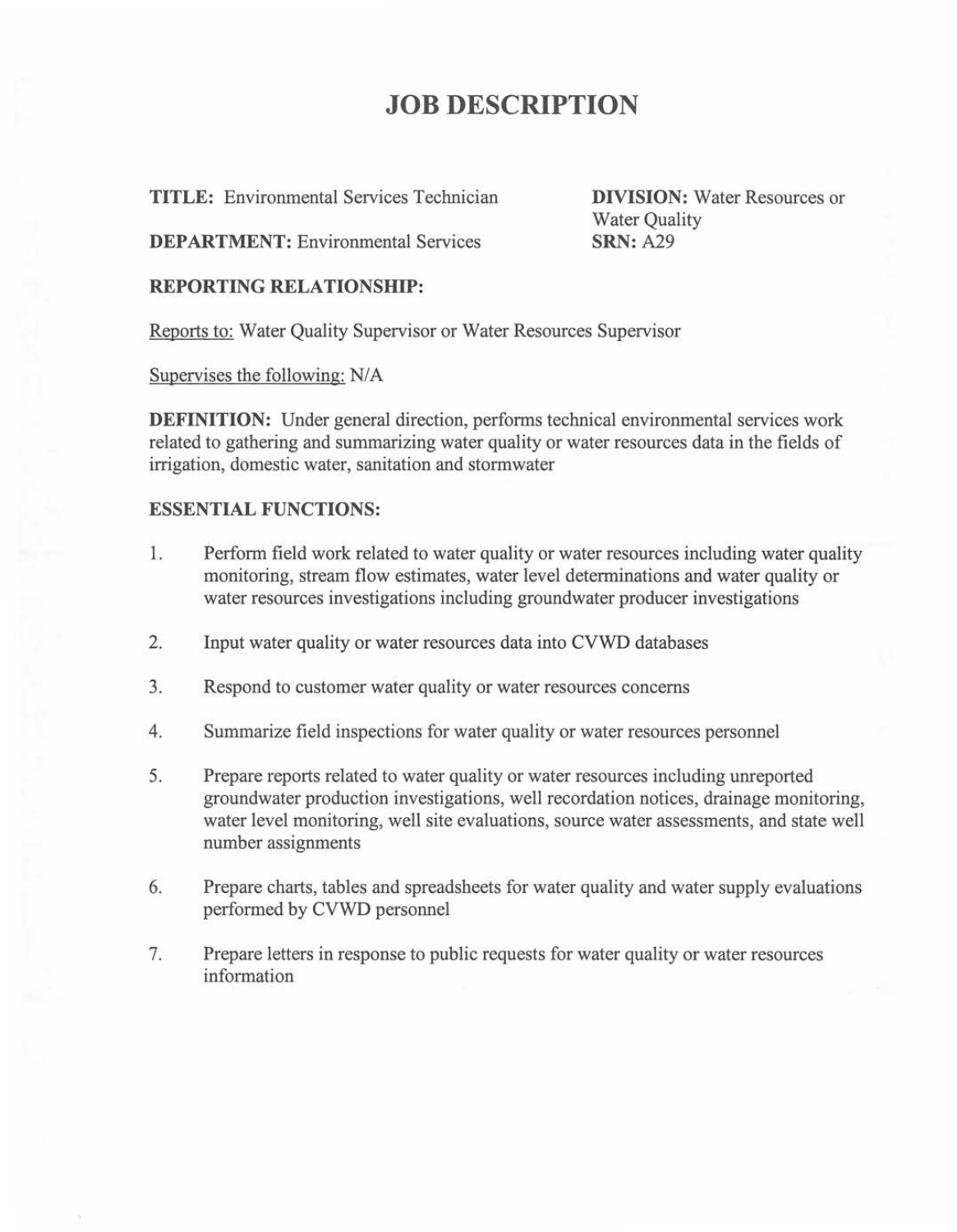# JOB DESCRIPTION

**TITLE:** Environmental Services Technician

**DEPARTMENT:** Environmental Services

**DIVISION:** Water Resources or Water Quality

**SRN:** A29

**REPORTING RELATIONSHIP:**

Reports to: Water Quality Supervisor or Water Resources Supervisor

Supervises the following: N/A

**DEFINITION:** Under general direction, performs technical environmental services work related to gathering and summarizing water quality or water resources data in the fields of irrigation, domestic water, sanitation and stormwater

**ESSENTIAL FUNCTIONS:**

1. Perform field work related to water quality or water resources including water quality monitoring, stream flow estimates, water level determinations and water quality or water resources investigations including groundwater producer investigations

2. Input water quality or water resources data into CVWD databases

3. Respond to customer water quality or water resources concerns

4. Summarize field inspections for water quality or water resources personnel

5. Prepare reports related to water quality or water resources including unreported groundwater production investigations, well recordation notices, drainage monitoring, water level monitoring, well site evaluations, source water assessments, and state well number assignments

6. Prepare charts, tables and spreadsheets for water quality and water supply evaluations performed by CVWD personnel

7. Prepare letters in response to public requests for water quality or water resources information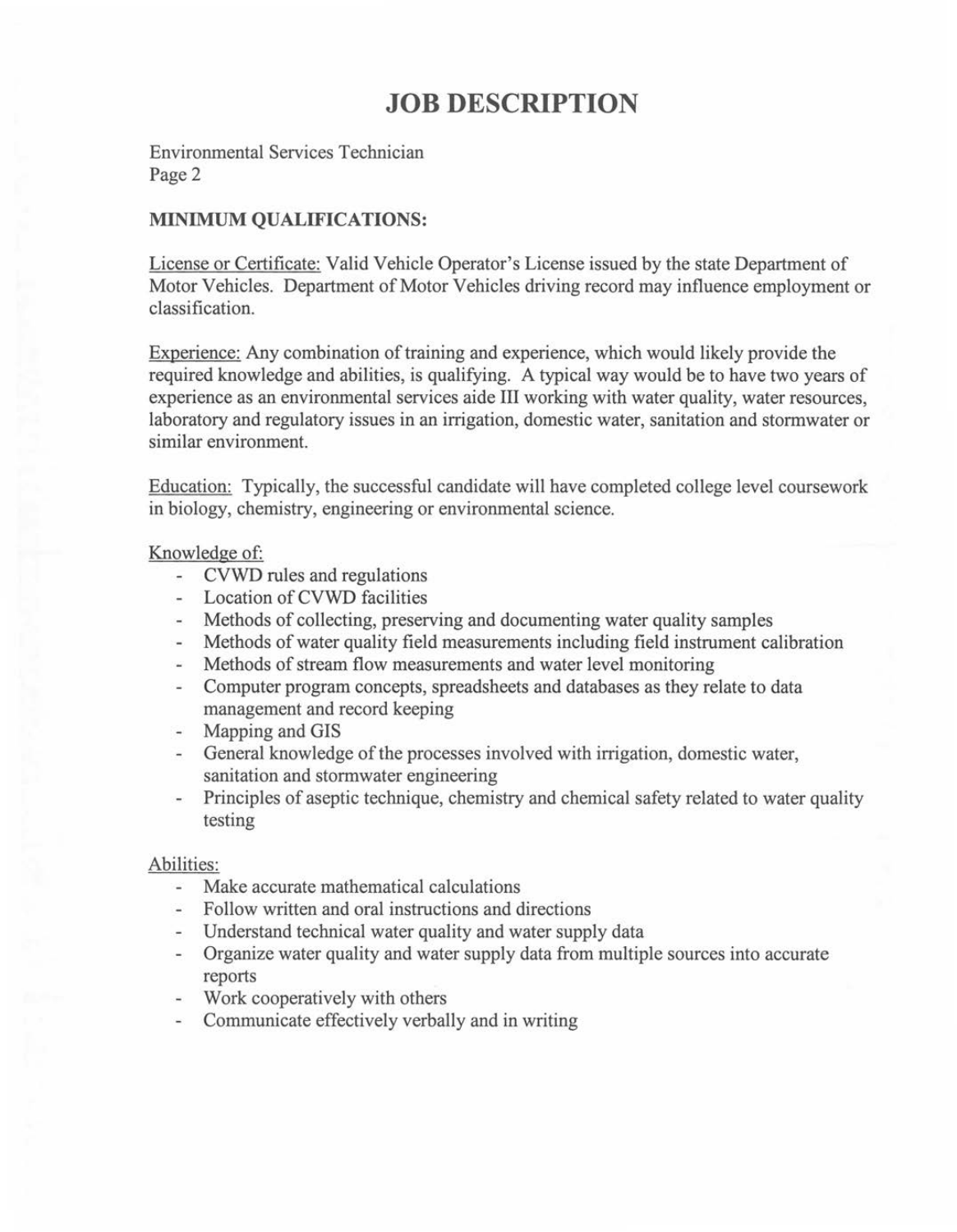# JOB DESCRIPTION

Environmental Services Technician
Page 2

**MINIMUM QUALIFICATIONS:**

License or Certificate: Valid Vehicle Operator's License issued by the state Department of Motor Vehicles. Department of Motor Vehicles driving record may influence employment or classification.

Experience: Any combination of training and experience, which would likely provide the required knowledge and abilities, is qualifying. A typical way would be to have two years of experience as an environmental services aide III working with water quality, water resources, laboratory and regulatory issues in an irrigation, domestic water, sanitation and stormwater or similar environment.

Education: Typically, the successful candidate will have completed college level coursework in biology, chemistry, engineering or environmental science.

Knowledge of:

- CVWD rules and regulations
- Location of CVWD facilities
- Methods of collecting, preserving and documenting water quality samples
- Methods of water quality field measurements including field instrument calibration
- Methods of stream flow measurements and water level monitoring
- Computer program concepts, spreadsheets and databases as they relate to data management and record keeping
- Mapping and GIS
- General knowledge of the processes involved with irrigation, domestic water, sanitation and stormwater engineering
- Principles of aseptic technique, chemistry and chemical safety related to water quality testing

Abilities:

- Make accurate mathematical calculations
- Follow written and oral instructions and directions
- Understand technical water quality and water supply data
- Organize water quality and water supply data from multiple sources into accurate reports
- Work cooperatively with others
- Communicate effectively verbally and in writing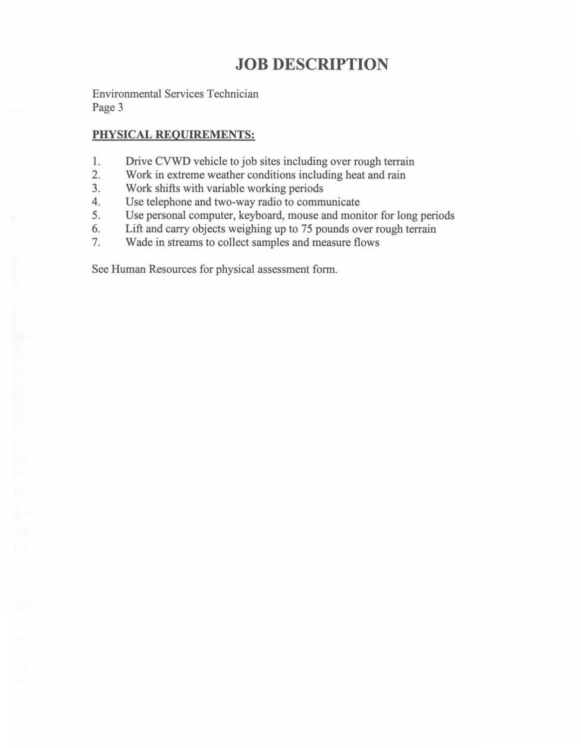# JOB DESCRIPTION

Environmental Services Technician
Page 3

## PHYSICAL REQUIREMENTS:

1. Drive CVWD vehicle to job sites including over rough terrain
2. Work in extreme weather conditions including heat and rain
3. Work shifts with variable working periods
4. Use telephone and two-way radio to communicate
5. Use personal computer, keyboard, mouse and monitor for long periods
6. Lift and carry objects weighing up to 75 pounds over rough terrain
7. Wade in streams to collect samples and measure flows

See Human Resources for physical assessment form.